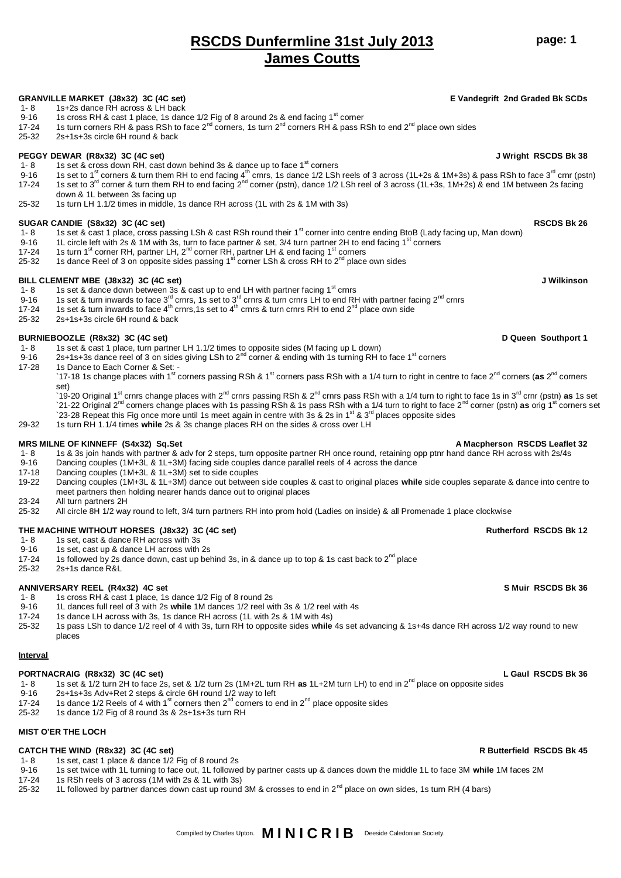# RSCDS Dunfermline 31st July 2013
## James Coutts

**GRANVILLE MARKET (J8x32) 3C (4C set)** — **E Vandegrift 2nd Graded Bk SCDs**

- 1- 8 1s+2s dance RH across & LH back
- 9-16 1s cross RH & cast 1 place, 1s dance 1/2 Fig of 8 around 2s & end facing 1st corner
- 17-24 1s turn corners RH & pass RSh to face 2nd corners, 1s turn 2nd corners RH & pass RSh to end 2nd place own sides
- 25-32 2s+1s+3s circle 6H round & back

**PEGGY DEWAR (R8x32) 3C (4C set)** — **J Wright RSCDS Bk 38**

- 1- 8 1s set & cross down RH, cast down behind 3s & dance up to face 1st corners
- 9-16 1s set to 1st corners & turn them RH to end facing 4th crnrs, 1s dance 1/2 LSh reels of 3 across (1L+2s & 1M+3s) & pass RSh to face 3rd crnr (pstn)
- 17-24 1s set to 3rd corner & turn them RH to end facing 2nd corner (pstn), dance 1/2 LSh reel of 3 across (1L+3s, 1M+2s) & end 1M between 2s facing down & 1L between 3s facing up
- 25-32 1s turn LH 1.1/2 times in middle, 1s dance RH across (1L with 2s & 1M with 3s)

**SUGAR CANDIE (S8x32) 3C (4C set)** — **RSCDS Bk 26**

- 1- 8 1s set & cast 1 place, cross passing LSh & cast RSh round their 1st corner into centre ending BtoB (Lady facing up, Man down)
- 9-16 1L circle left with 2s & 1M with 3s, turn to face partner & set, 3/4 turn partner 2H to end facing 1st corners
- 17-24 1s turn 1st corner RH, partner LH, 2nd corner RH, partner LH & end facing 1st corners
- 25-32 1s dance Reel of 3 on opposite sides passing 1st corner LSh & cross RH to 2nd place own sides

**BILL CLEMENT MBE (J8x32) 3C (4C set)** — **J Wilkinson**

- 1- 8 1s set & dance down between 3s & cast up to end LH with partner facing 1st crnrs
- 9-16 1s set & turn inwards to face 3rd crnrs, 1s set to 3rd crnrs & turn crnrs LH to end RH with partner facing 2nd crnrs
- 17-24 1s set & turn inwards to face 4th crnrs,1s set to 4th crnrs & turn crnrs RH to end 2nd place own side
- 25-32 2s+1s+3s circle 6H round & back

**BURNIEBOOZLE (R8x32) 3C (4C set)** — **D Queen Southport 1**

- 1- 8 1s set & cast 1 place, turn partner LH 1.1/2 times to opposite sides (M facing up L down)
- 9-16 2s+1s+3s dance reel of 3 on sides giving LSh to 2nd corner & ending with 1s turning RH to face 1st corners
- 17-28 1s Dance to Each Corner & Set: -
  - `17-18 1s change places with 1st corners passing RSh & 1st corners pass RSh with a 1/4 turn to right in centre to face 2nd corners (**as** 2nd corners set)
  - `19-20 Original 1st crnrs change places with 2nd crnrs passing RSh & 2nd crnrs pass RSh with a 1/4 turn to right to face 1s in 3rd crnr (pstn) **as** 1s set
  - `21-22 Original 2nd corners change places with 1s passing RSh & 1s pass RSh with a 1/4 turn to right to face 2nd corner (pstn) **as** orig 1st corners set
  - `23-28 Repeat this Fig once more until 1s meet again in centre with 3s & 2s in 1st & 3rd places opposite sides
- 29-32 1s turn RH 1.1/4 times **while** 2s & 3s change places RH on the sides & cross over LH

**MRS MILNE OF KINNEFF (S4x32) Sq.Set** — **A Macpherson RSCDS Leaflet 32**

- 1- 8 1s & 3s join hands with partner & adv for 2 steps, turn opposite partner RH once round, retaining opp ptnr hand dance RH across with 2s/4s
- 9-16 Dancing couples (1M+3L & 1L+3M) facing side couples dance parallel reels of 4 across the dance
- 17-18 Dancing couples (1M+3L & 1L+3M) set to side couples
- 19-22 Dancing couples (1M+3L & 1L+3M) dance out between side couples & cast to original places **while** side couples separate & dance into centre to meet partners then holding nearer hands dance out to original places
- 23-24 All turn partners 2H
- 25-32 All circle 8H 1/2 way round to left, 3/4 turn partners RH into prom hold (Ladies on inside) & all Promenade 1 place clockwise

**THE MACHINE WITHOUT HORSES (J8x32) 3C (4C set)** — **Rutherford RSCDS Bk 12**

- 1- 8 1s set, cast & dance RH across with 3s
- 9-16 1s set, cast up & dance LH across with 2s
- 17-24 1s followed by 2s dance down, cast up behind 3s, in & dance up to top & 1s cast back to 2nd place
- 25-32 2s+1s dance R&L

**ANNIVERSARY REEL (R4x32) 4C set** — **S Muir RSCDS Bk 36**

- 1- 8 1s cross RH & cast 1 place, 1s dance 1/2 Fig of 8 round 2s
- 9-16 1L dances full reel of 3 with 2s **while** 1M dances 1/2 reel with 3s & 1/2 reel with 4s
- 17-24 1s dance LH across with 3s, 1s dance RH across (1L with 2s & 1M with 4s)
- 25-32 1s pass LSh to dance 1/2 reel of 4 with 3s, turn RH to opposite sides **while** 4s set advancing & 1s+4s dance RH across 1/2 way round to new places

**Interval**

**PORTNACRAIG (R8x32) 3C (4C set)** — **L Gaul RSCDS Bk 36**

- 1- 8 1s set & 1/2 turn 2H to face 2s, set & 1/2 turn 2s (1M+2L turn RH **as** 1L+2M turn LH) to end in 2nd place on opposite sides
- 9-16 2s+1s+3s Adv+Ret 2 steps & circle 6H round 1/2 way to left
- 17-24 1s dance 1/2 Reels of 4 with 1st corners then 2nd corners to end in 2nd place opposite sides
- 25-32 1s dance 1/2 Fig of 8 round 3s & 2s+1s+3s turn RH

**MIST O'ER THE LOCH**

**CATCH THE WIND (R8x32) 3C (4C set)** — **R Butterfield RSCDS Bk 45**

- 1- 8 1s set, cast 1 place & dance 1/2 Fig of 8 round 2s
- 9-16 1s set twice with 1L turning to face out, 1L followed by partner casts up & dances down the middle 1L to face 3M **while** 1M faces 2M
- 17-24 1s RSh reels of 3 across (1M with 2s & 1L with 3s)
- 25-32 1L followed by partner dances down cast up round 3M & crosses to end in 2nd place on own sides, 1s turn RH (4 bars)

Compiled by Charles Upton. **MINICRIB** Deeside Caledonian Society.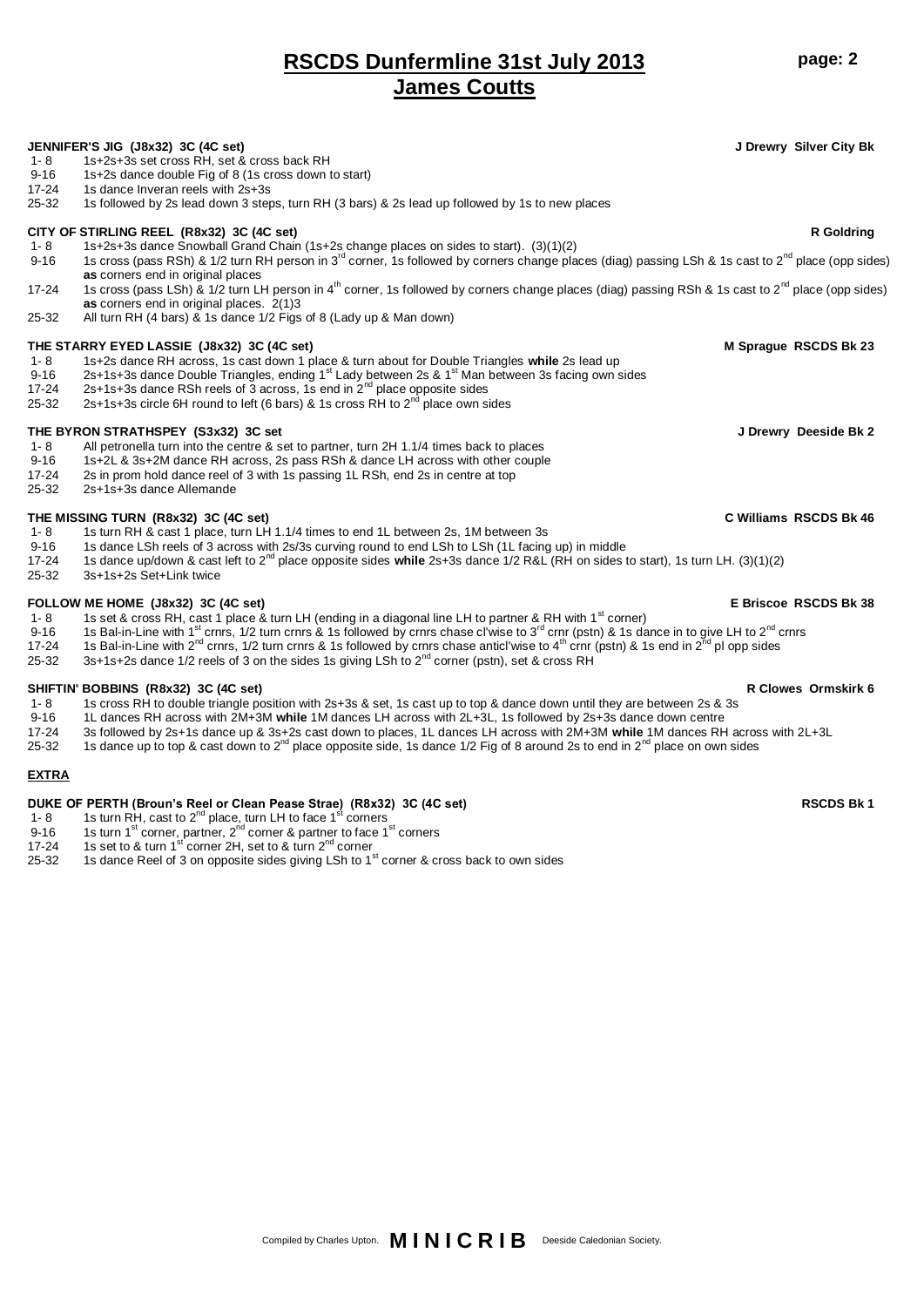# RSCDS Dunfermline 31st July 2013
## James Coutts

**JENNIFER'S JIG (J8x32) 3C (4C set)** — **J Drewry Silver City Bk**

| | |
|---|---|
| 1- 8 | 1s+2s+3s set cross RH, set & cross back RH |
| 9-16 | 1s+2s dance double Fig of 8 (1s cross down to start) |
| 17-24 | 1s dance Inveran reels with 2s+3s |
| 25-32 | 1s followed by 2s lead down 3 steps, turn RH (3 bars) & 2s lead up followed by 1s to new places |

**CITY OF STIRLING REEL (R8x32) 3C (4C set)** — **R Goldring**

| | |
|---|---|
| 1- 8 | 1s+2s+3s dance Snowball Grand Chain (1s+2s change places on sides to start). (3)(1)(2) |
| 9-16 | 1s cross (pass RSh) & 1/2 turn RH person in 3rd corner, 1s followed by corners change places (diag) passing LSh & 1s cast to 2nd place (opp sides) **as** corners end in original places |
| 17-24 | 1s cross (pass LSh) & 1/2 turn LH person in 4th corner, 1s followed by corners change places (diag) passing RSh & 1s cast to 2nd place (opp sides) **as** corners end in original places. 2(1)3 |
| 25-32 | All turn RH (4 bars) & 1s dance 1/2 Figs of 8 (Lady up & Man down) |

**THE STARRY EYED LASSIE (J8x32) 3C (4C set)** — **M Sprague RSCDS Bk 23**

| | |
|---|---|
| 1- 8 | 1s+2s dance RH across, 1s cast down 1 place & turn about for Double Triangles **while** 2s lead up |
| 9-16 | 2s+1s+3s dance Double Triangles, ending 1st Lady between 2s & 1st Man between 3s facing own sides |
| 17-24 | 2s+1s+3s dance RSh reels of 3 across, 1s end in 2nd place opposite sides |
| 25-32 | 2s+1s+3s circle 6H round to left (6 bars) & 1s cross RH to 2nd place own sides |

**THE BYRON STRATHSPEY (S3x32) 3C set** — **J Drewry Deeside Bk 2**

| | |
|---|---|
| 1- 8 | All petronella turn into the centre & set to partner, turn 2H 1.1/4 times back to places |
| 9-16 | 1s+2L & 3s+2M dance RH across, 2s pass RSh & dance LH across with other couple |
| 17-24 | 2s in prom hold dance reel of 3 with 1s passing 1L RSh, end 2s in centre at top |
| 25-32 | 2s+1s+3s dance Allemande |

**THE MISSING TURN (R8x32) 3C (4C set)** — **C Williams RSCDS Bk 46**

| | |
|---|---|
| 1- 8 | 1s turn RH & cast 1 place, turn LH 1.1/4 times to end 1L between 2s, 1M between 3s |
| 9-16 | 1s dance LSh reels of 3 across with 2s/3s curving round to end LSh to LSh (1L facing up) in middle |
| 17-24 | 1s dance up/down & cast left to 2nd place opposite sides **while** 2s+3s dance 1/2 R&L (RH on sides to start), 1s turn LH. (3)(1)(2) |
| 25-32 | 3s+1s+2s Set+Link twice |

**FOLLOW ME HOME (J8x32) 3C (4C set)** — **E Briscoe RSCDS Bk 38**

| | |
|---|---|
| 1- 8 | 1s set & cross RH, cast 1 place & turn LH (ending in a diagonal line LH to partner & RH with 1st corner) |
| 9-16 | 1s Bal-in-Line with 1st crnrs, 1/2 turn crnrs & 1s followed by crnrs chase cl'wise to 3rd crnr (pstn) & 1s dance in to give LH to 2nd crnrs |
| 17-24 | 1s Bal-in-Line with 2nd crnrs, 1/2 turn crnrs & 1s followed by crnrs chase anticl'wise to 4th crnr (pstn) & 1s end in 2nd pl opp sides |
| 25-32 | 3s+1s+2s dance 1/2 reels of 3 on the sides 1s giving LSh to 2nd corner (pstn), set & cross RH |

**SHIFTIN' BOBBINS (R8x32) 3C (4C set)** — **R Clowes Ormskirk 6**

| | |
|---|---|
| 1- 8 | 1s cross RH to double triangle position with 2s+3s & set, 1s cast up to top & dance down until they are between 2s & 3s |
| 9-16 | 1L dances RH across with 2M+3M **while** 1M dances LH across with 2L+3L, 1s followed by 2s+3s dance down centre |
| 17-24 | 3s followed by 2s+1s dance up & 3s+2s cast down to places, 1L dances LH across with 2M+3M **while** 1M dances RH across with 2L+3L |
| 25-32 | 1s dance up to top & cast down to 2nd place opposite side, 1s dance 1/2 Fig of 8 around 2s to end in 2nd place on own sides |

## EXTRA

**DUKE OF PERTH (Broun's Reel or Clean Pease Strae) (R8x32) 3C (4C set)** — **RSCDS Bk 1**

| | |
|---|---|
| 1- 8 | 1s turn RH, cast to 2nd place, turn LH to face 1st corners |
| 9-16 | 1s turn 1st corner, partner, 2nd corner & partner to face 1st corners |
| 17-24 | 1s set to & turn 1st corner 2H, set to & turn 2nd corner |
| 25-32 | 1s dance Reel of 3 on opposite sides giving LSh to 1st corner & cross back to own sides |

Compiled by Charles Upton. **MINICRIB** Deeside Caledonian Society.